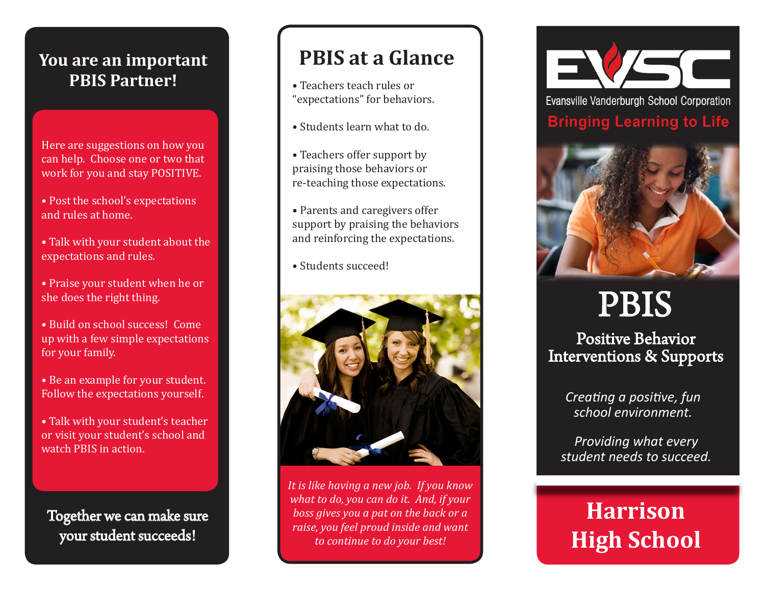## You are an important PBIS Partner!

Here are suggestions on how you can help. Choose one or two that work for you and stay POSITIVE.

- Post the school's expectations and rules at home.
- Talk with your student about the expectations and rules.
- Praise your student when he or she does the right thing.
- Build on school success! Come up with a few simple expectations for your family.
- Be an example for your student. Follow the expectations yourself.
- Talk with your student's teacher or visit your student's school and watch PBIS in action.

**Together we can make sure your student succeeds!**

## PBIS at a Glance

- Teachers teach rules or "expectations" for behaviors.
- Students learn what to do.
- Teachers offer support by praising those behaviors or re-teaching those expectations.
- Parents and caregivers offer support by praising the behaviors and reinforcing the expectations.
- Students succeed!

*It is like having a new job. If you know what to do, you can do it. And, if your boss gives you a pat on the back or a raise, you feel proud inside and want to continue to do your best!*

EVSC

Evansville Vanderburgh School Corporation

**Bringing Learning to Life**

# PBIS

## Positive Behavior Interventions & Supports

*Creating a positive, fun school environment.*

*Providing what every student needs to succeed.*

# Harrison High School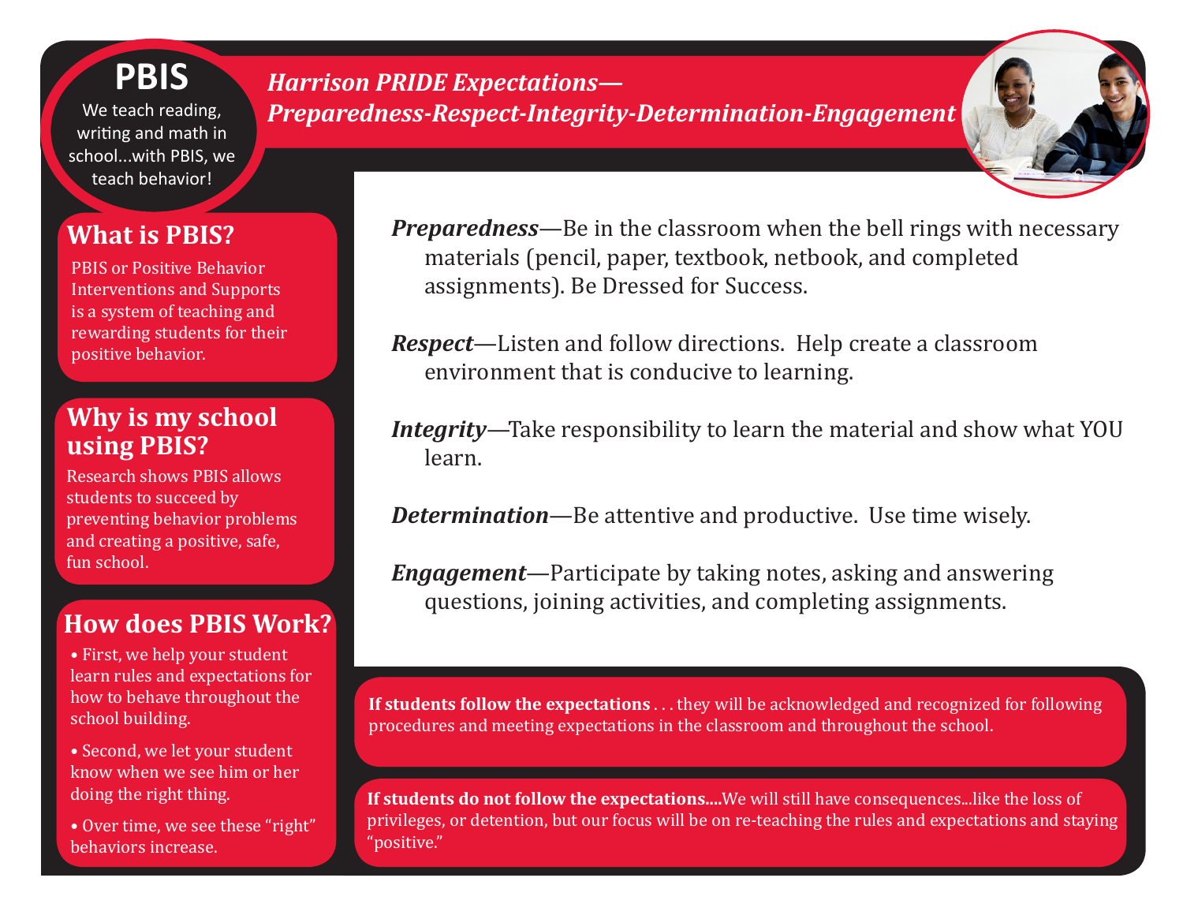# PBIS

We teach reading, writing and math in school...with PBIS, we teach behavior!

## *Harrison PRIDE Expectations— Preparedness-Respect-Integrity-Determination-Engagement*

## What is PBIS?

PBIS or Positive Behavior Interventions and Supports is a system of teaching and rewarding students for their positive behavior.

## Why is my school using PBIS?

Research shows PBIS allows students to succeed by preventing behavior problems and creating a positive, safe, fun school.

## How does PBIS Work?

- First, we help your student learn rules and expectations for how to behave throughout the school building.
- Second, we let your student know when we see him or her doing the right thing.
- Over time, we see these "right" behaviors increase.

***Preparedness***—Be in the classroom when the bell rings with necessary materials (pencil, paper, textbook, netbook, and completed assignments). Be Dressed for Success.

***Respect***—Listen and follow directions. Help create a classroom environment that is conducive to learning.

***Integrity***—Take responsibility to learn the material and show what YOU learn.

***Determination***—Be attentive and productive. Use time wisely.

***Engagement***—Participate by taking notes, asking and answering questions, joining activities, and completing assignments.

**If students follow the expectations** . . . they will be acknowledged and recognized for following procedures and meeting expectations in the classroom and throughout the school.

**If students do not follow the expectations....**We will still have consequences...like the loss of privileges, or detention, but our focus will be on re-teaching the rules and expectations and staying "positive."